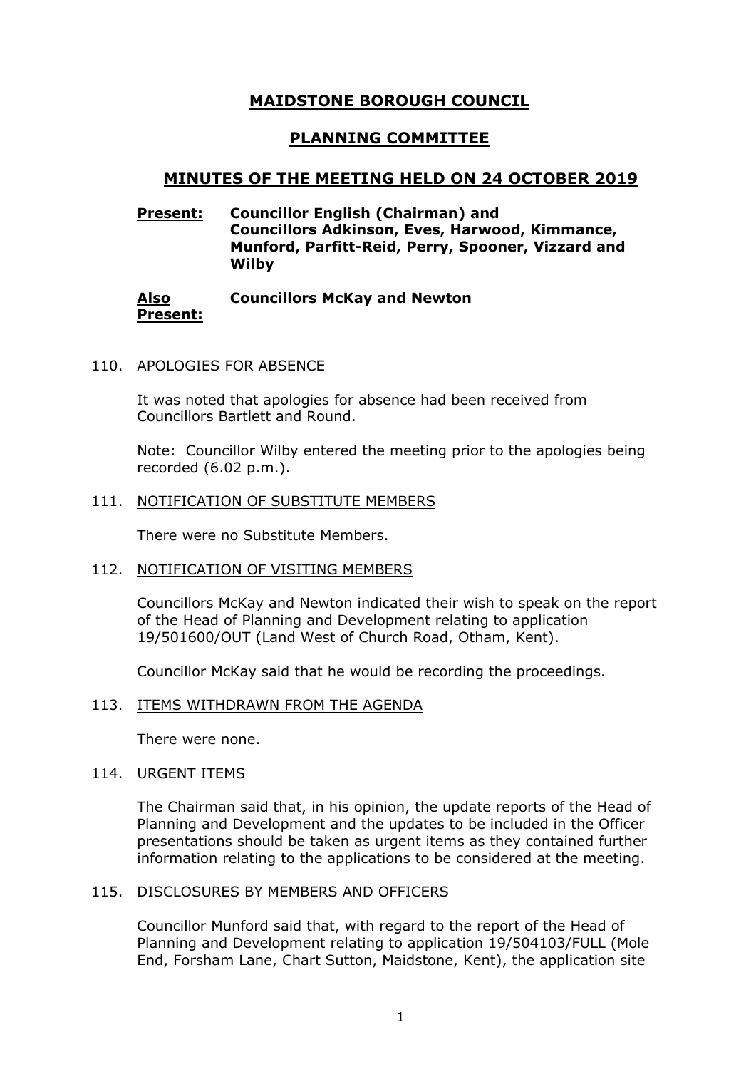# MAIDSTONE BOROUGH COUNCIL

## PLANNING COMMITTEE

### MINUTES OF THE MEETING HELD ON 24 OCTOBER 2019

**Present:** **Councillor English (Chairman) and Councillors Adkinson, Eves, Harwood, Kimmance, Munford, Parfitt-Reid, Perry, Spooner, Vizzard and Wilby**

**Also Present:** **Councillors McKay and Newton**

110. APOLOGIES FOR ABSENCE

It was noted that apologies for absence had been received from Councillors Bartlett and Round.

Note: Councillor Wilby entered the meeting prior to the apologies being recorded (6.02 p.m.).

111. NOTIFICATION OF SUBSTITUTE MEMBERS

There were no Substitute Members.

112. NOTIFICATION OF VISITING MEMBERS

Councillors McKay and Newton indicated their wish to speak on the report of the Head of Planning and Development relating to application 19/501600/OUT (Land West of Church Road, Otham, Kent).

Councillor McKay said that he would be recording the proceedings.

113. ITEMS WITHDRAWN FROM THE AGENDA

There were none.

114. URGENT ITEMS

The Chairman said that, in his opinion, the update reports of the Head of Planning and Development and the updates to be included in the Officer presentations should be taken as urgent items as they contained further information relating to the applications to be considered at the meeting.

115. DISCLOSURES BY MEMBERS AND OFFICERS

Councillor Munford said that, with regard to the report of the Head of Planning and Development relating to application 19/504103/FULL (Mole End, Forsham Lane, Chart Sutton, Maidstone, Kent), the application site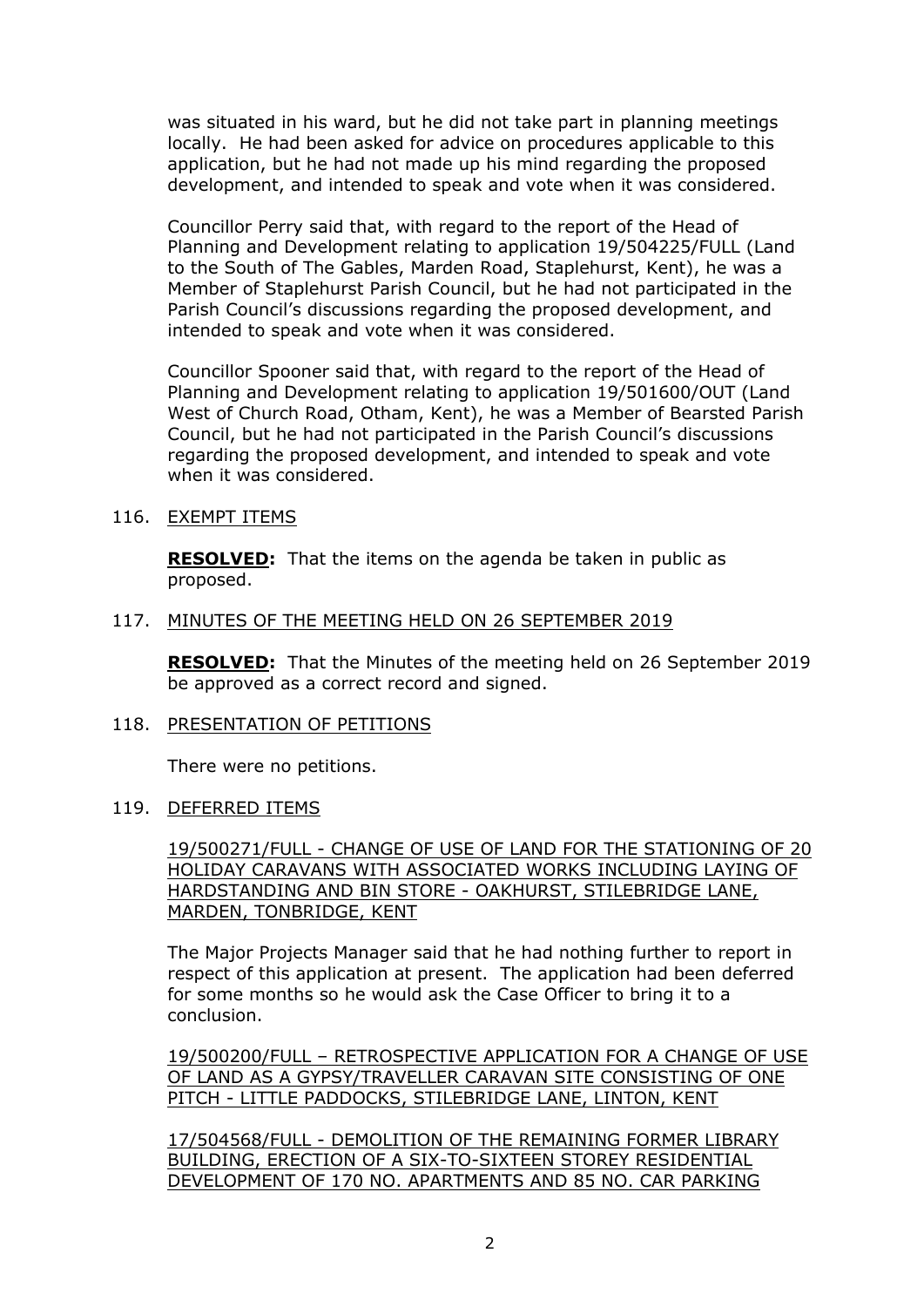was situated in his ward, but he did not take part in planning meetings locally. He had been asked for advice on procedures applicable to this application, but he had not made up his mind regarding the proposed development, and intended to speak and vote when it was considered.

Councillor Perry said that, with regard to the report of the Head of Planning and Development relating to application 19/504225/FULL (Land to the South of The Gables, Marden Road, Staplehurst, Kent), he was a Member of Staplehurst Parish Council, but he had not participated in the Parish Council's discussions regarding the proposed development, and intended to speak and vote when it was considered.

Councillor Spooner said that, with regard to the report of the Head of Planning and Development relating to application 19/501600/OUT (Land West of Church Road, Otham, Kent), he was a Member of Bearsted Parish Council, but he had not participated in the Parish Council's discussions regarding the proposed development, and intended to speak and vote when it was considered.

116. EXEMPT ITEMS

**RESOLVED:** That the items on the agenda be taken in public as proposed.

117. MINUTES OF THE MEETING HELD ON 26 SEPTEMBER 2019

**RESOLVED:** That the Minutes of the meeting held on 26 September 2019 be approved as a correct record and signed.

118. PRESENTATION OF PETITIONS

There were no petitions.

119. DEFERRED ITEMS

19/500271/FULL - CHANGE OF USE OF LAND FOR THE STATIONING OF 20 HOLIDAY CARAVANS WITH ASSOCIATED WORKS INCLUDING LAYING OF HARDSTANDING AND BIN STORE - OAKHURST, STILEBRIDGE LANE, MARDEN, TONBRIDGE, KENT

The Major Projects Manager said that he had nothing further to report in respect of this application at present. The application had been deferred for some months so he would ask the Case Officer to bring it to a conclusion.

19/500200/FULL – RETROSPECTIVE APPLICATION FOR A CHANGE OF USE OF LAND AS A GYPSY/TRAVELLER CARAVAN SITE CONSISTING OF ONE PITCH - LITTLE PADDOCKS, STILEBRIDGE LANE, LINTON, KENT

17/504568/FULL - DEMOLITION OF THE REMAINING FORMER LIBRARY BUILDING, ERECTION OF A SIX-TO-SIXTEEN STOREY RESIDENTIAL DEVELOPMENT OF 170 NO. APARTMENTS AND 85 NO. CAR PARKING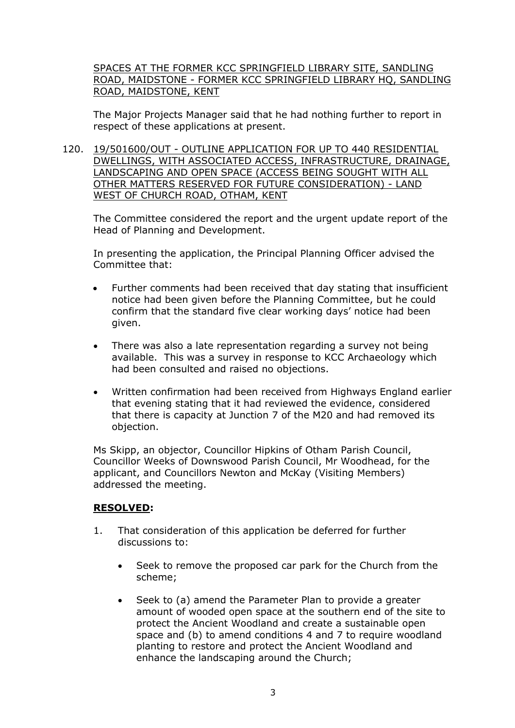SPACES AT THE FORMER KCC SPRINGFIELD LIBRARY SITE, SANDLING ROAD, MAIDSTONE - FORMER KCC SPRINGFIELD LIBRARY HQ, SANDLING ROAD, MAIDSTONE, KENT

The Major Projects Manager said that he had nothing further to report in respect of these applications at present.

120. 19/501600/OUT - OUTLINE APPLICATION FOR UP TO 440 RESIDENTIAL DWELLINGS, WITH ASSOCIATED ACCESS, INFRASTRUCTURE, DRAINAGE, LANDSCAPING AND OPEN SPACE (ACCESS BEING SOUGHT WITH ALL OTHER MATTERS RESERVED FOR FUTURE CONSIDERATION) - LAND WEST OF CHURCH ROAD, OTHAM, KENT

The Committee considered the report and the urgent update report of the Head of Planning and Development.

In presenting the application, the Principal Planning Officer advised the Committee that:

- Further comments had been received that day stating that insufficient notice had been given before the Planning Committee, but he could confirm that the standard five clear working days' notice had been given.
- There was also a late representation regarding a survey not being available. This was a survey in response to KCC Archaeology which had been consulted and raised no objections.
- Written confirmation had been received from Highways England earlier that evening stating that it had reviewed the evidence, considered that there is capacity at Junction 7 of the M20 and had removed its objection.

Ms Skipp, an objector, Councillor Hipkins of Otham Parish Council, Councillor Weeks of Downswood Parish Council, Mr Woodhead, for the applicant, and Councillors Newton and McKay (Visiting Members) addressed the meeting.

**RESOLVED:**

1. That consideration of this application be deferred for further discussions to:

   - Seek to remove the proposed car park for the Church from the scheme;
   - Seek to (a) amend the Parameter Plan to provide a greater amount of wooded open space at the southern end of the site to protect the Ancient Woodland and create a sustainable open space and (b) to amend conditions 4 and 7 to require woodland planting to restore and protect the Ancient Woodland and enhance the landscaping around the Church;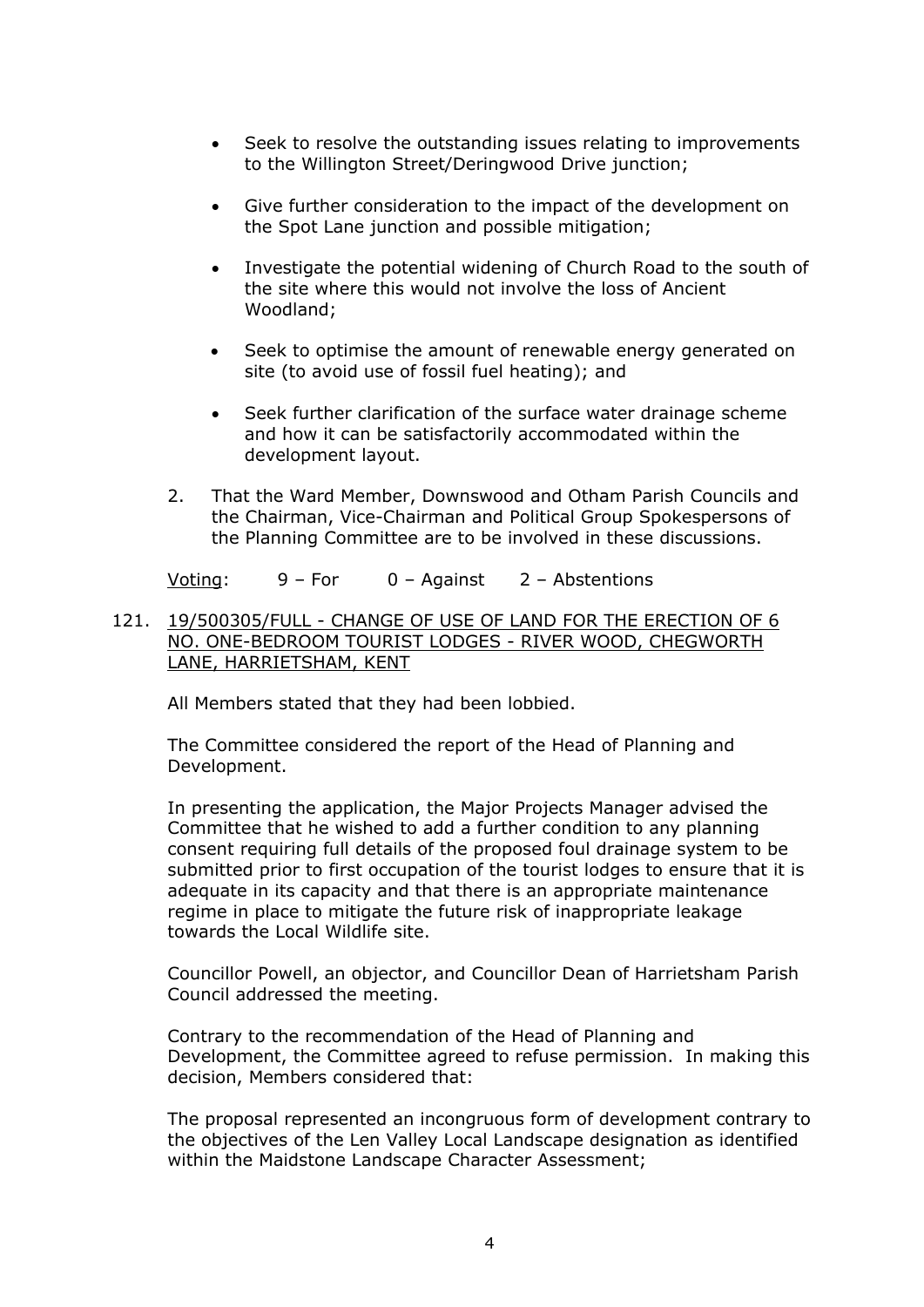- Seek to resolve the outstanding issues relating to improvements to the Willington Street/Deringwood Drive junction;

- Give further consideration to the impact of the development on the Spot Lane junction and possible mitigation;

- Investigate the potential widening of Church Road to the south of the site where this would not involve the loss of Ancient Woodland;

- Seek to optimise the amount of renewable energy generated on site (to avoid use of fossil fuel heating); and

- Seek further clarification of the surface water drainage scheme and how it can be satisfactorily accommodated within the development layout.

2. That the Ward Member, Downswood and Otham Parish Councils and the Chairman, Vice-Chairman and Political Group Spokespersons of the Planning Committee are to be involved in these discussions.

<u>Voting</u>: 9 – For 0 – Against 2 – Abstentions

121. <u>19/500305/FULL - CHANGE OF USE OF LAND FOR THE ERECTION OF 6 NO. ONE-BEDROOM TOURIST LODGES - RIVER WOOD, CHEGWORTH LANE, HARRIETSHAM, KENT</u>

All Members stated that they had been lobbied.

The Committee considered the report of the Head of Planning and Development.

In presenting the application, the Major Projects Manager advised the Committee that he wished to add a further condition to any planning consent requiring full details of the proposed foul drainage system to be submitted prior to first occupation of the tourist lodges to ensure that it is adequate in its capacity and that there is an appropriate maintenance regime in place to mitigate the future risk of inappropriate leakage towards the Local Wildlife site.

Councillor Powell, an objector, and Councillor Dean of Harrietsham Parish Council addressed the meeting.

Contrary to the recommendation of the Head of Planning and Development, the Committee agreed to refuse permission. In making this decision, Members considered that:

The proposal represented an incongruous form of development contrary to the objectives of the Len Valley Local Landscape designation as identified within the Maidstone Landscape Character Assessment;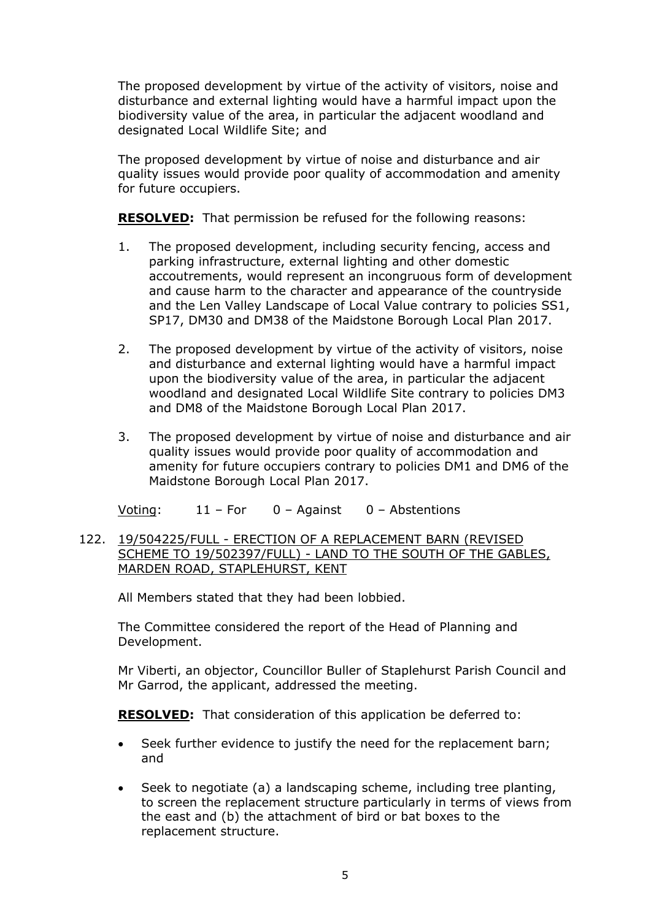The proposed development by virtue of the activity of visitors, noise and disturbance and external lighting would have a harmful impact upon the biodiversity value of the area, in particular the adjacent woodland and designated Local Wildlife Site; and

The proposed development by virtue of noise and disturbance and air quality issues would provide poor quality of accommodation and amenity for future occupiers.

**RESOLVED:** That permission be refused for the following reasons:

1. The proposed development, including security fencing, access and parking infrastructure, external lighting and other domestic accoutrements, would represent an incongruous form of development and cause harm to the character and appearance of the countryside and the Len Valley Landscape of Local Value contrary to policies SS1, SP17, DM30 and DM38 of the Maidstone Borough Local Plan 2017.

2. The proposed development by virtue of the activity of visitors, noise and disturbance and external lighting would have a harmful impact upon the biodiversity value of the area, in particular the adjacent woodland and designated Local Wildlife Site contrary to policies DM3 and DM8 of the Maidstone Borough Local Plan 2017.

3. The proposed development by virtue of noise and disturbance and air quality issues would provide poor quality of accommodation and amenity for future occupiers contrary to policies DM1 and DM6 of the Maidstone Borough Local Plan 2017.

Voting: 11 – For 0 – Against 0 – Abstentions

122. 19/504225/FULL - ERECTION OF A REPLACEMENT BARN (REVISED SCHEME TO 19/502397/FULL) - LAND TO THE SOUTH OF THE GABLES, MARDEN ROAD, STAPLEHURST, KENT

All Members stated that they had been lobbied.

The Committee considered the report of the Head of Planning and Development.

Mr Viberti, an objector, Councillor Buller of Staplehurst Parish Council and Mr Garrod, the applicant, addressed the meeting.

**RESOLVED:** That consideration of this application be deferred to:

- Seek further evidence to justify the need for the replacement barn; and
- Seek to negotiate (a) a landscaping scheme, including tree planting, to screen the replacement structure particularly in terms of views from the east and (b) the attachment of bird or bat boxes to the replacement structure.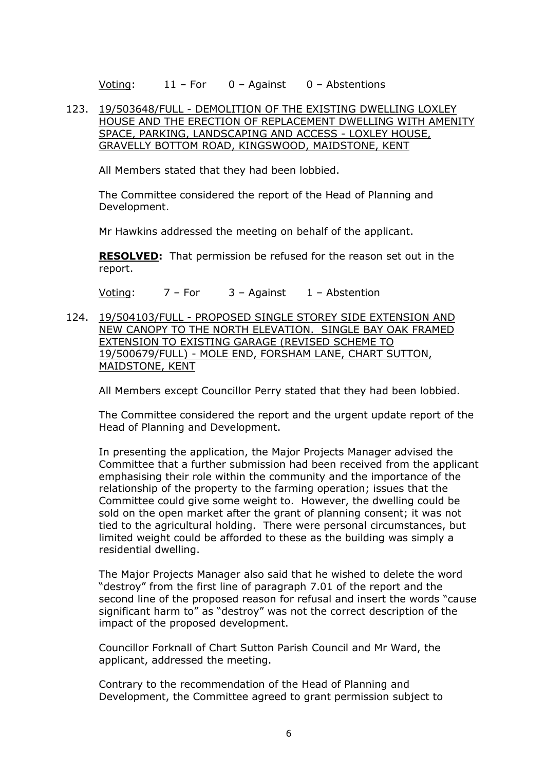Voting: 11 – For 0 – Against 0 – Abstentions

123. 19/503648/FULL - DEMOLITION OF THE EXISTING DWELLING LOXLEY HOUSE AND THE ERECTION OF REPLACEMENT DWELLING WITH AMENITY SPACE, PARKING, LANDSCAPING AND ACCESS - LOXLEY HOUSE, GRAVELLY BOTTOM ROAD, KINGSWOOD, MAIDSTONE, KENT

All Members stated that they had been lobbied.

The Committee considered the report of the Head of Planning and Development.

Mr Hawkins addressed the meeting on behalf of the applicant.

**RESOLVED:** That permission be refused for the reason set out in the report.

Voting: 7 – For 3 – Against 1 – Abstention

124. 19/504103/FULL - PROPOSED SINGLE STOREY SIDE EXTENSION AND NEW CANOPY TO THE NORTH ELEVATION. SINGLE BAY OAK FRAMED EXTENSION TO EXISTING GARAGE (REVISED SCHEME TO 19/500679/FULL) - MOLE END, FORSHAM LANE, CHART SUTTON, MAIDSTONE, KENT

All Members except Councillor Perry stated that they had been lobbied.

The Committee considered the report and the urgent update report of the Head of Planning and Development.

In presenting the application, the Major Projects Manager advised the Committee that a further submission had been received from the applicant emphasising their role within the community and the importance of the relationship of the property to the farming operation; issues that the Committee could give some weight to. However, the dwelling could be sold on the open market after the grant of planning consent; it was not tied to the agricultural holding. There were personal circumstances, but limited weight could be afforded to these as the building was simply a residential dwelling.

The Major Projects Manager also said that he wished to delete the word "destroy" from the first line of paragraph 7.01 of the report and the second line of the proposed reason for refusal and insert the words "cause significant harm to" as "destroy" was not the correct description of the impact of the proposed development.

Councillor Forknall of Chart Sutton Parish Council and Mr Ward, the applicant, addressed the meeting.

Contrary to the recommendation of the Head of Planning and Development, the Committee agreed to grant permission subject to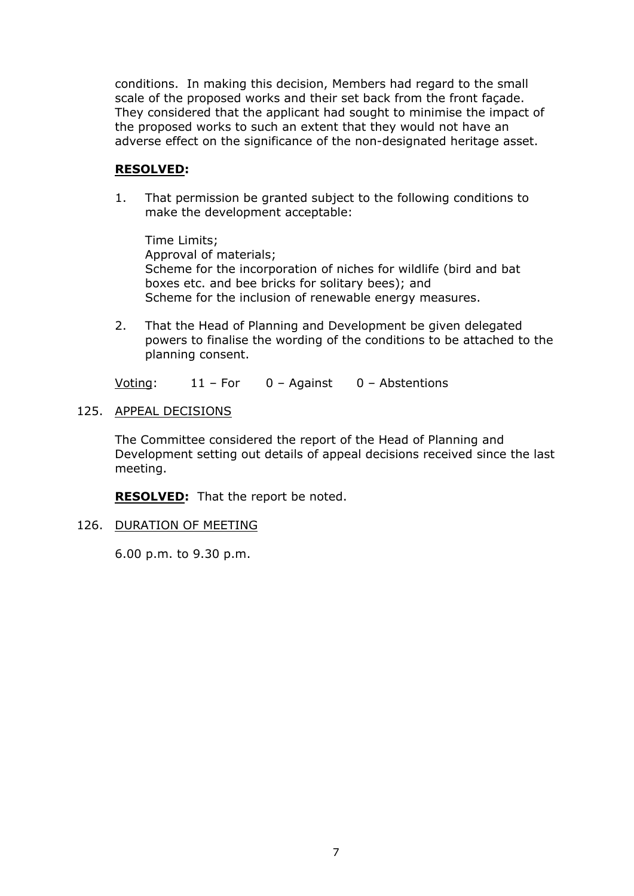conditions. In making this decision, Members had regard to the small scale of the proposed works and their set back from the front façade. They considered that the applicant had sought to minimise the impact of the proposed works to such an extent that they would not have an adverse effect on the significance of the non-designated heritage asset.

**RESOLVED:**

1. That permission be granted subject to the following conditions to make the development acceptable:

   Time Limits;
   Approval of materials;
   Scheme for the incorporation of niches for wildlife (bird and bat boxes etc. and bee bricks for solitary bees); and
   Scheme for the inclusion of renewable energy measures.

2. That the Head of Planning and Development be given delegated powers to finalise the wording of the conditions to be attached to the planning consent.

Voting: 11 – For 0 – Against 0 – Abstentions

125. APPEAL DECISIONS

The Committee considered the report of the Head of Planning and Development setting out details of appeal decisions received since the last meeting.

**RESOLVED:** That the report be noted.

126. DURATION OF MEETING

6.00 p.m. to 9.30 p.m.